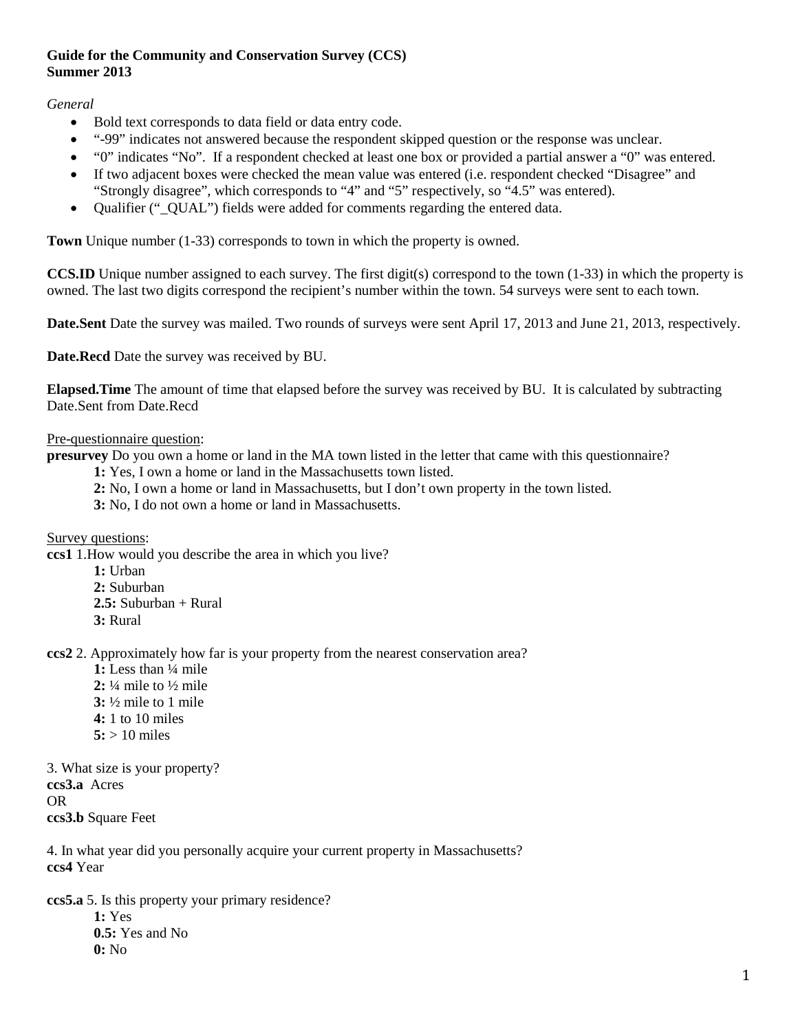**Guide for the Community and Conservation Survey (CCS)**
**Summer 2013**

*General*

- Bold text corresponds to data field or data entry code.
- "-99" indicates not answered because the respondent skipped question or the response was unclear.
- "0" indicates "No". If a respondent checked at least one box or provided a partial answer a "0" was entered.
- If two adjacent boxes were checked the mean value was entered (i.e. respondent checked "Disagree" and "Strongly disagree", which corresponds to "4" and "5" respectively, so "4.5" was entered).
- Qualifier ("_QUAL") fields were added for comments regarding the entered data.

**Town** Unique number (1-33) corresponds to town in which the property is owned.

**CCS.ID** Unique number assigned to each survey. The first digit(s) correspond to the town (1-33) in which the property is owned. The last two digits correspond the recipient's number within the town. 54 surveys were sent to each town.

**Date.Sent** Date the survey was mailed. Two rounds of surveys were sent April 17, 2013 and June 21, 2013, respectively.

**Date.Recd** Date the survey was received by BU.

**Elapsed.Time** The amount of time that elapsed before the survey was received by BU. It is calculated by subtracting Date.Sent from Date.Recd

<u>Pre-questionnaire question</u>:

**presurvey** Do you own a home or land in the MA town listed in the letter that came with this questionnaire?

- **1:** Yes, I own a home or land in the Massachusetts town listed.
- **2:** No, I own a home or land in Massachusetts, but I don't own property in the town listed.
- **3:** No, I do not own a home or land in Massachusetts.

<u>Survey questions</u>:

**ccs1** 1.How would you describe the area in which you live?

- **1:** Urban
- **2:** Suburban
- **2.5:** Suburban + Rural
- **3:** Rural

**ccs2** 2. Approximately how far is your property from the nearest conservation area?

- **1:** Less than ¼ mile
- **2:** ¼ mile to ½ mile
- **3:** ½ mile to 1 mile
- **4:** 1 to 10 miles
- **5:** > 10 miles

3. What size is your property?

**ccs3.a** Acres

OR

**ccs3.b** Square Feet

4. In what year did you personally acquire your current property in Massachusetts?

**ccs4** Year

**ccs5.a** 5. Is this property your primary residence?

- **1:** Yes
- **0.5:** Yes and No
- **0:** No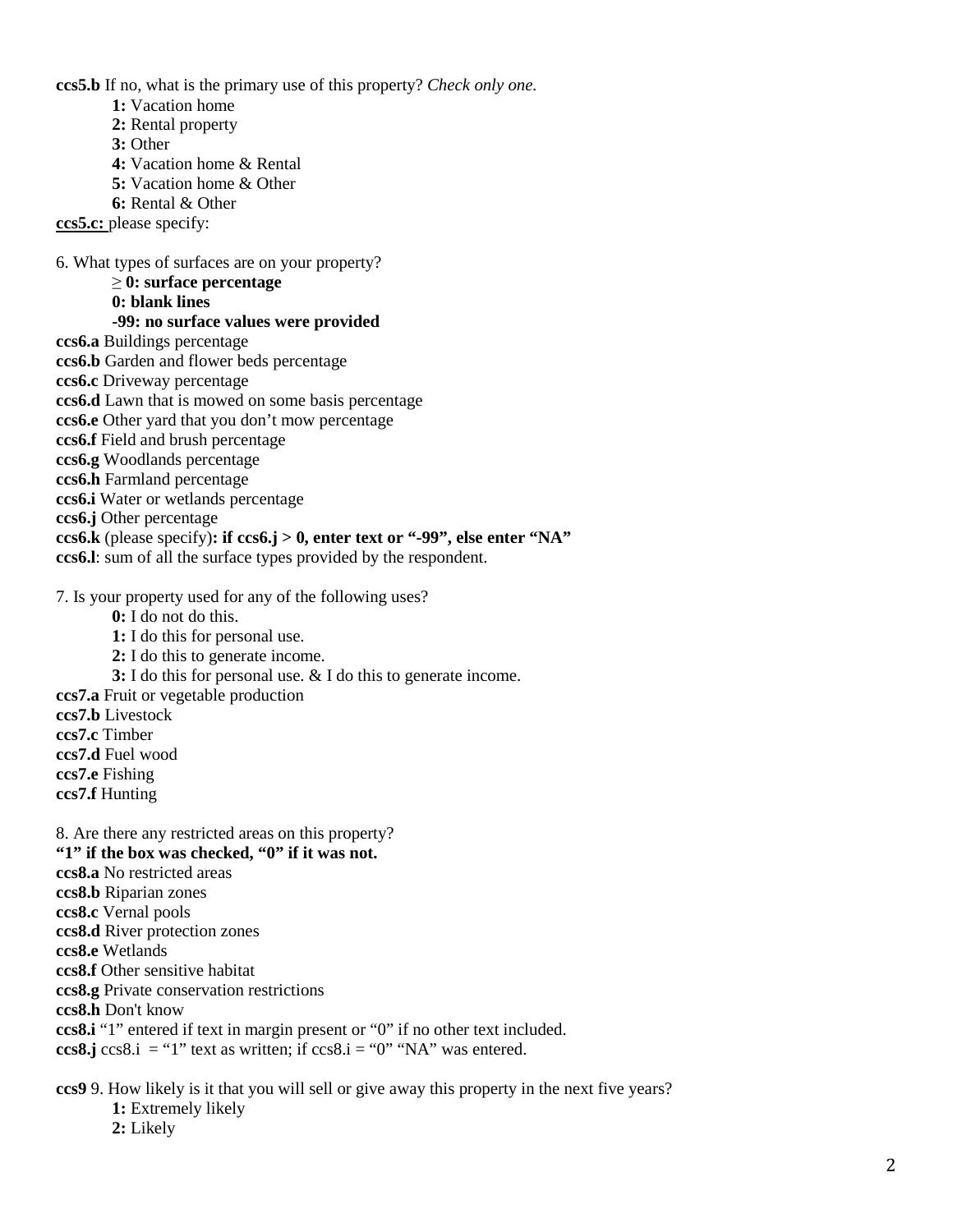**ccs5.b** If no, what is the primary use of this property? *Check only one.*

- **1:** Vacation home
- **2:** Rental property
- **3:** Other
- **4:** Vacation home & Rental
- **5:** Vacation home & Other
- **6:** Rental & Other

**ccs5.c:** please specify:

6. What types of surfaces are on your property?

- **≥ 0: surface percentage**
- **0: blank lines**
- **-99: no surface values were provided**

**ccs6.a** Buildings percentage
**ccs6.b** Garden and flower beds percentage
**ccs6.c** Driveway percentage
**ccs6.d** Lawn that is mowed on some basis percentage
**ccs6.e** Other yard that you don't mow percentage
**ccs6.f** Field and brush percentage
**ccs6.g** Woodlands percentage
**ccs6.h** Farmland percentage
**ccs6.i** Water or wetlands percentage
**ccs6.j** Other percentage
**ccs6.k** (please specify)**: if ccs6.j > 0, enter text or "-99", else enter "NA"**
**ccs6.l**: sum of all the surface types provided by the respondent.

7. Is your property used for any of the following uses?

- **0:** I do not do this.
- **1:** I do this for personal use.
- **2:** I do this to generate income.
- **3:** I do this for personal use. & I do this to generate income.

**ccs7.a** Fruit or vegetable production
**ccs7.b** Livestock
**ccs7.c** Timber
**ccs7.d** Fuel wood
**ccs7.e** Fishing
**ccs7.f** Hunting

8. Are there any restricted areas on this property?
**"1" if the box was checked, "0" if it was not.**
**ccs8.a** No restricted areas
**ccs8.b** Riparian zones
**ccs8.c** Vernal pools
**ccs8.d** River protection zones
**ccs8.e** Wetlands
**ccs8.f** Other sensitive habitat
**ccs8.g** Private conservation restrictions
**ccs8.h** Don't know
**ccs8.i** "1" entered if text in margin present or "0" if no other text included.
**ccs8.j** ccs8.i = "1" text as written; if ccs8.i = "0" "NA" was entered.

**ccs9** 9. How likely is it that you will sell or give away this property in the next five years?

- **1:** Extremely likely
- **2:** Likely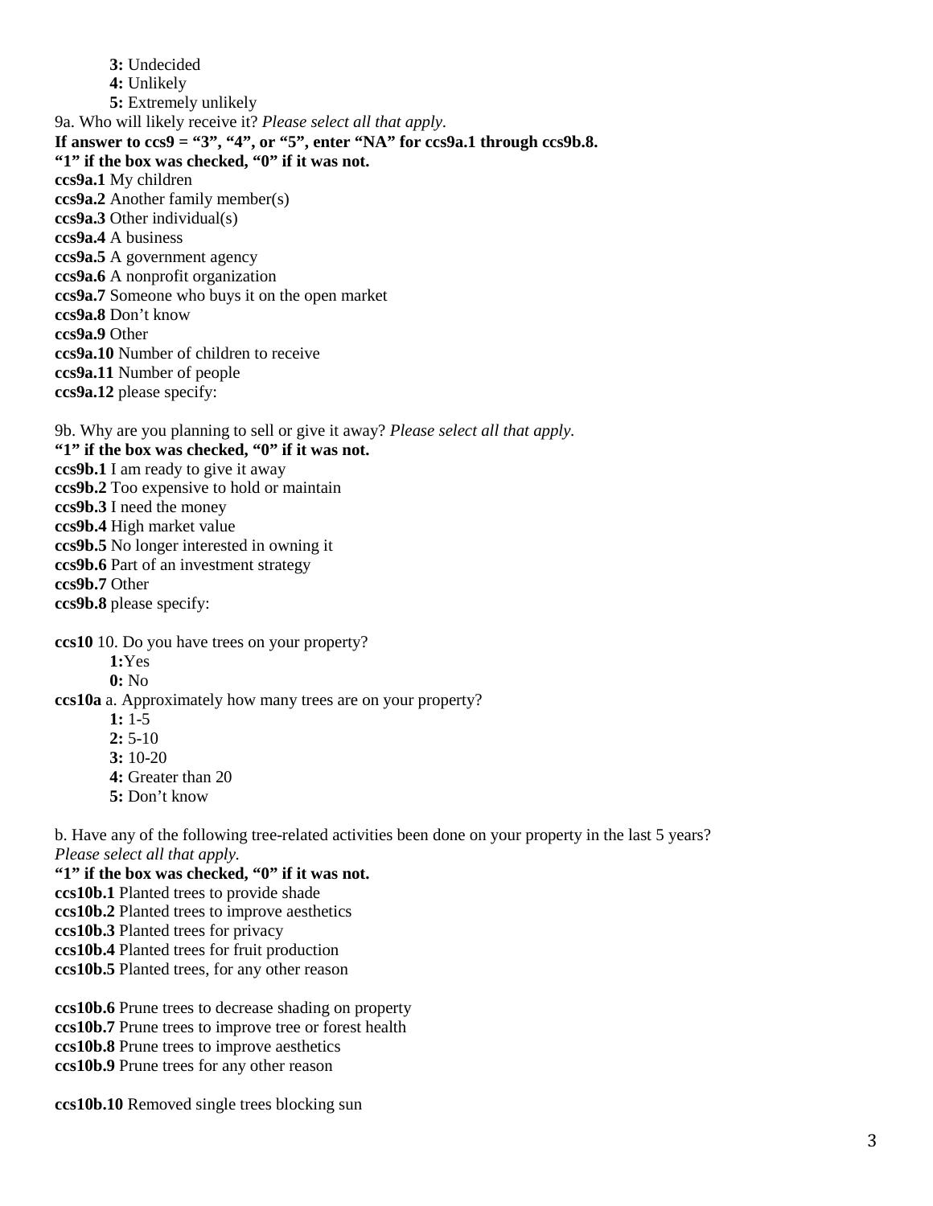**3:** Undecided

**4:** Unlikely

**5:** Extremely unlikely

9a. Who will likely receive it? *Please select all that apply.*

**If answer to ccs9 = "3", "4", or "5", enter "NA" for ccs9a.1 through ccs9b.8.**

**"1" if the box was checked, "0" if it was not.**

**ccs9a.1** My children
**ccs9a.2** Another family member(s)
**ccs9a.3** Other individual(s)
**ccs9a.4** A business
**ccs9a.5** A government agency
**ccs9a.6** A nonprofit organization
**ccs9a.7** Someone who buys it on the open market
**ccs9a.8** Don't know
**ccs9a.9** Other
**ccs9a.10** Number of children to receive
**ccs9a.11** Number of people
**ccs9a.12** please specify:

9b. Why are you planning to sell or give it away? *Please select all that apply.*

**"1" if the box was checked, "0" if it was not.**

**ccs9b.1** I am ready to give it away
**ccs9b.2** Too expensive to hold or maintain
**ccs9b.3** I need the money
**ccs9b.4** High market value
**ccs9b.5** No longer interested in owning it
**ccs9b.6** Part of an investment strategy
**ccs9b.7** Other
**ccs9b.8** please specify:

**ccs10** 10. Do you have trees on your property?

**1:**Yes

**0:** No

**ccs10a** a. Approximately how many trees are on your property?

**1:** 1-5

**2:** 5-10

**3:** 10-20

**4:** Greater than 20

**5:** Don't know

b. Have any of the following tree-related activities been done on your property in the last 5 years? *Please select all that apply.*

**"1" if the box was checked, "0" if it was not.**

**ccs10b.1** Planted trees to provide shade
**ccs10b.2** Planted trees to improve aesthetics
**ccs10b.3** Planted trees for privacy
**ccs10b.4** Planted trees for fruit production
**ccs10b.5** Planted trees, for any other reason

**ccs10b.6** Prune trees to decrease shading on property
**ccs10b.7** Prune trees to improve tree or forest health
**ccs10b.8** Prune trees to improve aesthetics
**ccs10b.9** Prune trees for any other reason

**ccs10b.10** Removed single trees blocking sun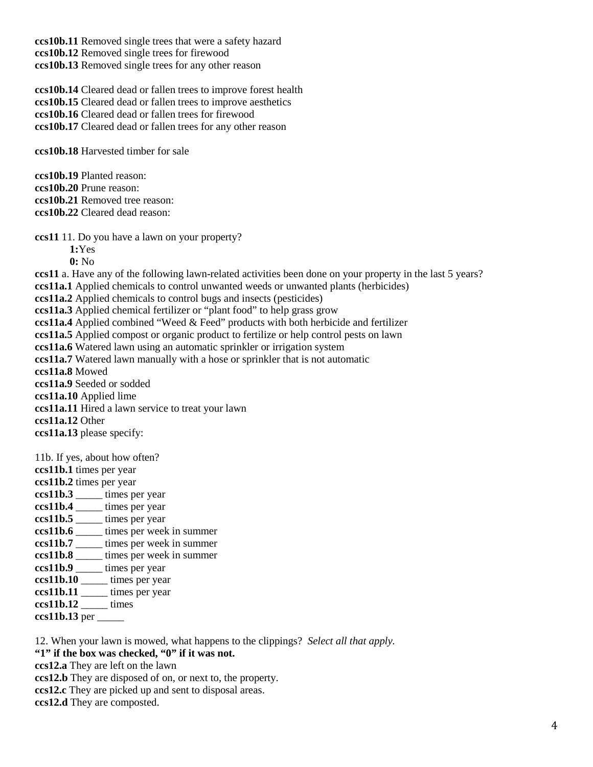**ccs10b.11** Removed single trees that were a safety hazard
**ccs10b.12** Removed single trees for firewood
**ccs10b.13** Removed single trees for any other reason

**ccs10b.14** Cleared dead or fallen trees to improve forest health
**ccs10b.15** Cleared dead or fallen trees to improve aesthetics
**ccs10b.16** Cleared dead or fallen trees for firewood
**ccs10b.17** Cleared dead or fallen trees for any other reason

**ccs10b.18** Harvested timber for sale

**ccs10b.19** Planted reason:
**ccs10b.20** Prune reason:
**ccs10b.21** Removed tree reason:
**ccs10b.22** Cleared dead reason:

**ccs11** 11. Do you have a lawn on your property?

- **1:**Yes
- **0:** No

**ccs11** a. Have any of the following lawn-related activities been done on your property in the last 5 years?
**ccs11a.1** Applied chemicals to control unwanted weeds or unwanted plants (herbicides)
**ccs11a.2** Applied chemicals to control bugs and insects (pesticides)
**ccs11a.3** Applied chemical fertilizer or "plant food" to help grass grow
**ccs11a.4** Applied combined "Weed & Feed" products with both herbicide and fertilizer
**ccs11a.5** Applied compost or organic product to fertilize or help control pests on lawn
**ccs11a.6** Watered lawn using an automatic sprinkler or irrigation system
**ccs11a.7** Watered lawn manually with a hose or sprinkler that is not automatic
**ccs11a.8** Mowed
**ccs11a.9** Seeded or sodded
**ccs11a.10** Applied lime
**ccs11a.11** Hired a lawn service to treat your lawn
**ccs11a.12** Other
**ccs11a.13** please specify:

11b. If yes, about how often?
**ccs11b.1** times per year
**ccs11b.2** times per year
**ccs11b.3** _____ times per year
**ccs11b.4** _____ times per year
**ccs11b.5** _____ times per year
**ccs11b.6** _____ times per week in summer
**ccs11b.7** _____ times per week in summer
**ccs11b.8** _____ times per week in summer
**ccs11b.9** _____ times per year
**ccs11b.10** _____ times per year
**ccs11b.11** _____ times per year
**ccs11b.12** _____ times
**ccs11b.13** per _____

12. When your lawn is mowed, what happens to the clippings? *Select all that apply.*
**"1" if the box was checked, "0" if it was not.**
**ccs12.a** They are left on the lawn
**ccs12.b** They are disposed of on, or next to, the property.
**ccs12.c** They are picked up and sent to disposal areas.
**ccs12.d** They are composted.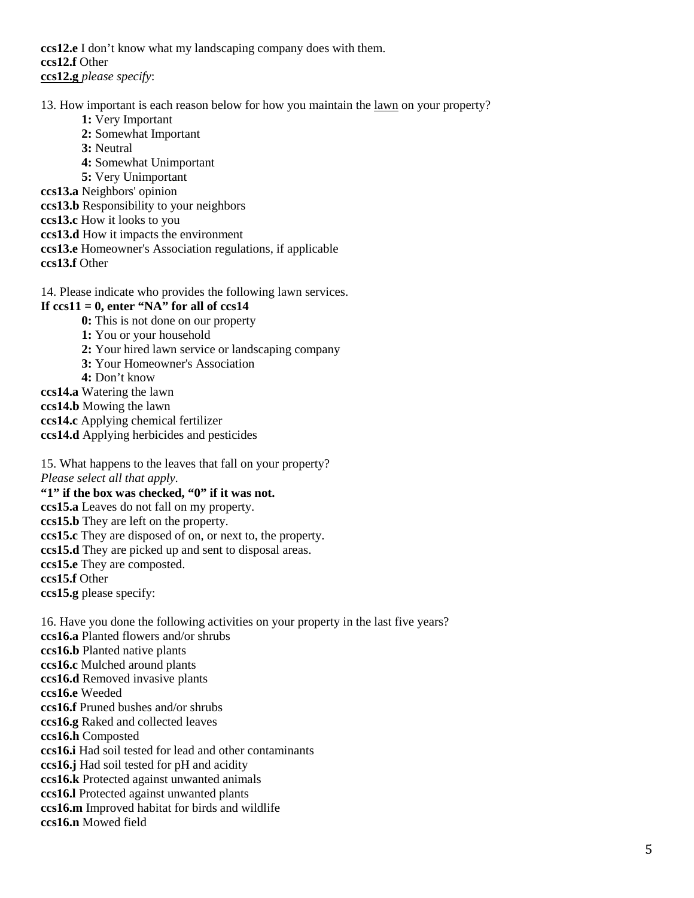**ccs12.e** I don't know what my landscaping company does with them.
**ccs12.f** Other
**ccs12.g** *please specify*:

13. How important is each reason below for how you maintain the lawn on your property?

- **1:** Very Important
- **2:** Somewhat Important
- **3:** Neutral
- **4:** Somewhat Unimportant
- **5:** Very Unimportant

**ccs13.a** Neighbors' opinion
**ccs13.b** Responsibility to your neighbors
**ccs13.c** How it looks to you
**ccs13.d** How it impacts the environment
**ccs13.e** Homeowner's Association regulations, if applicable
**ccs13.f** Other

14. Please indicate who provides the following lawn services.
**If ccs11 = 0, enter "NA" for all of ccs14**

- **0:** This is not done on our property
- **1:** You or your household
- **2:** Your hired lawn service or landscaping company
- **3:** Your Homeowner's Association
- **4:** Don't know

**ccs14.a** Watering the lawn
**ccs14.b** Mowing the lawn
**ccs14.c** Applying chemical fertilizer
**ccs14.d** Applying herbicides and pesticides

15. What happens to the leaves that fall on your property?
*Please select all that apply.*
**"1" if the box was checked, "0" if it was not.**
**ccs15.a** Leaves do not fall on my property.
**ccs15.b** They are left on the property.
**ccs15.c** They are disposed of on, or next to, the property.
**ccs15.d** They are picked up and sent to disposal areas.
**ccs15.e** They are composted.
**ccs15.f** Other
**ccs15.g** please specify:

16. Have you done the following activities on your property in the last five years?
**ccs16.a** Planted flowers and/or shrubs
**ccs16.b** Planted native plants
**ccs16.c** Mulched around plants
**ccs16.d** Removed invasive plants
**ccs16.e** Weeded
**ccs16.f** Pruned bushes and/or shrubs
**ccs16.g** Raked and collected leaves
**ccs16.h** Composted
**ccs16.i** Had soil tested for lead and other contaminants
**ccs16.j** Had soil tested for pH and acidity
**ccs16.k** Protected against unwanted animals
**ccs16.l** Protected against unwanted plants
**ccs16.m** Improved habitat for birds and wildlife
**ccs16.n** Mowed field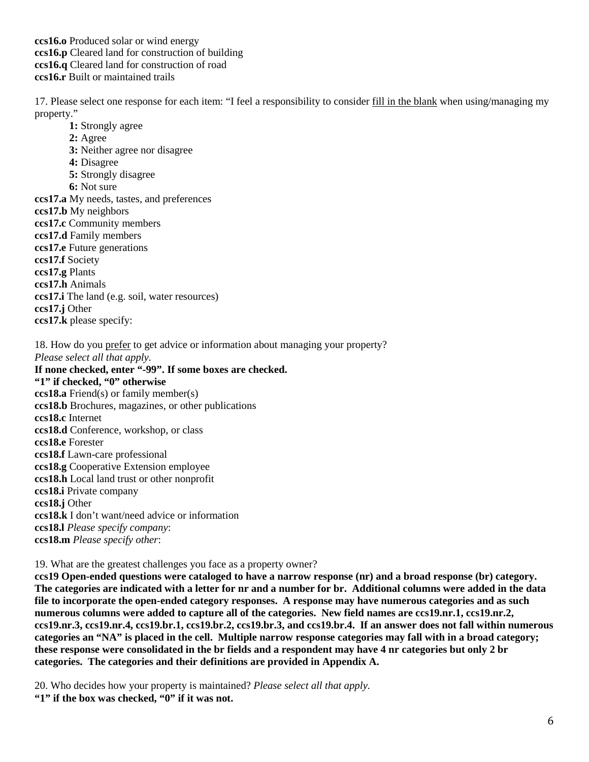**ccs16.o** Produced solar or wind energy
**ccs16.p** Cleared land for construction of building
**ccs16.q** Cleared land for construction of road
**ccs16.r** Built or maintained trails

17. Please select one response for each item: "I feel a responsibility to consider <u>fill in the blank</u> when using/managing my property."

- **1:** Strongly agree
- **2:** Agree
- **3:** Neither agree nor disagree
- **4:** Disagree
- **5:** Strongly disagree
- **6:** Not sure

**ccs17.a** My needs, tastes, and preferences
**ccs17.b** My neighbors
**ccs17.c** Community members
**ccs17.d** Family members
**ccs17.e** Future generations
**ccs17.f** Society
**ccs17.g** Plants
**ccs17.h** Animals
**ccs17.i** The land (e.g. soil, water resources)
**ccs17.j** Other
**ccs17.k** please specify:

18. How do you <u>prefer</u> to get advice or information about managing your property?
*Please select all that apply.*
**If none checked, enter "-99". If some boxes are checked.**
**"1" if checked, "0" otherwise**
**ccs18.a** Friend(s) or family member(s)
**ccs18.b** Brochures, magazines, or other publications
**ccs18.c** Internet
**ccs18.d** Conference, workshop, or class
**ccs18.e** Forester
**ccs18.f** Lawn-care professional
**ccs18.g** Cooperative Extension employee
**ccs18.h** Local land trust or other nonprofit
**ccs18.i** Private company
**ccs18.j** Other
**ccs18.k** I don't want/need advice or information
**ccs18.l** *Please specify company*:
**ccs18.m** *Please specify other*:

19. What are the greatest challenges you face as a property owner?
**ccs19 Open-ended questions were cataloged to have a narrow response (nr) and a broad response (br) category. The categories are indicated with a letter for nr and a number for br. Additional columns were added in the data file to incorporate the open-ended category responses. A response may have numerous categories and as such numerous columns were added to capture all of the categories. New field names are ccs19.nr.1, ccs19.nr.2, ccs19.nr.3, ccs19.nr.4, ccs19.br.1, ccs19.br.2, ccs19.br.3, and ccs19.br.4. If an answer does not fall within numerous categories an "NA" is placed in the cell. Multiple narrow response categories may fall with in a broad category; these response were consolidated in the br fields and a respondent may have 4 nr categories but only 2 br categories. The categories and their definitions are provided in Appendix A.**

20. Who decides how your property is maintained? *Please select all that apply.*
**"1" if the box was checked, "0" if it was not.**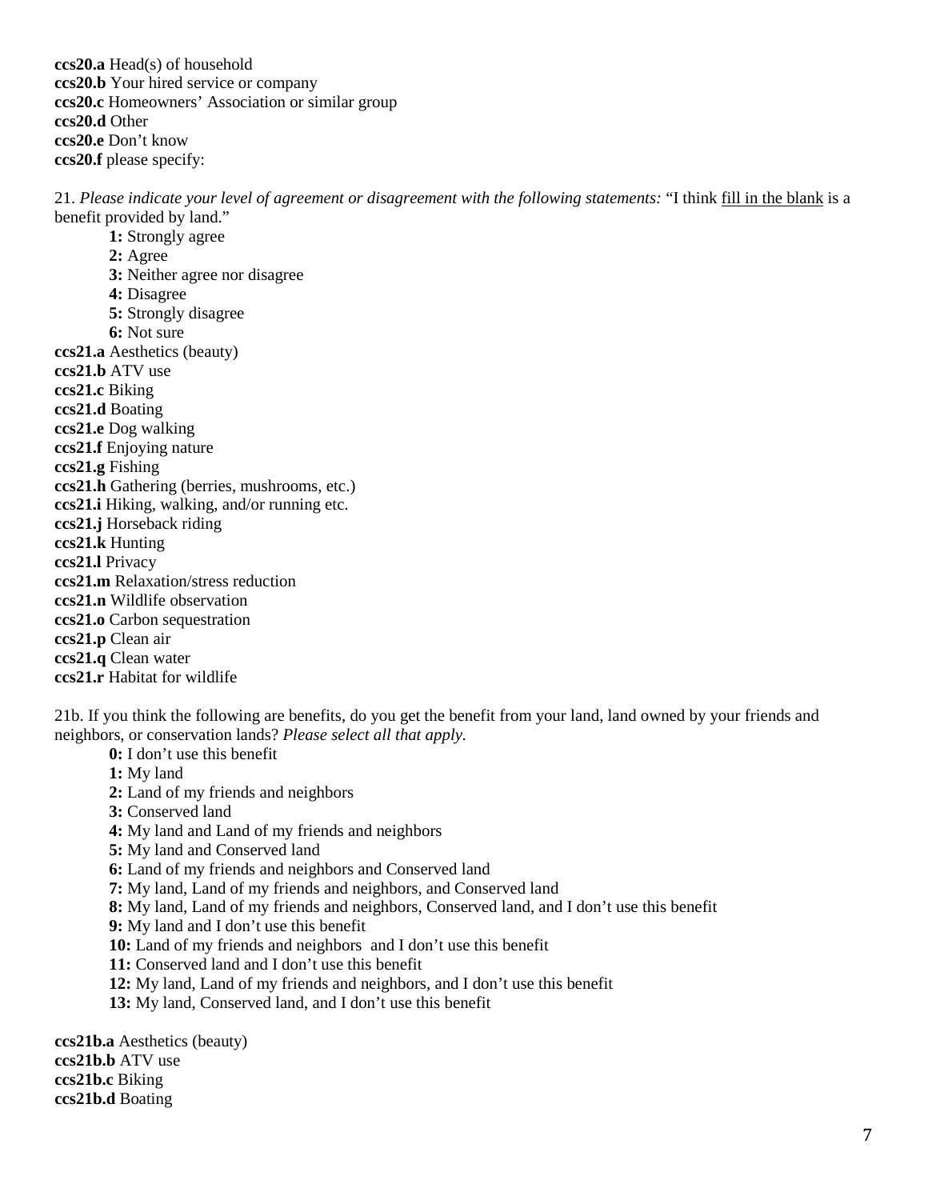**ccs20.a** Head(s) of household
**ccs20.b** Your hired service or company
**ccs20.c** Homeowners' Association or similar group
**ccs20.d** Other
**ccs20.e** Don't know
**ccs20.f** please specify:

21. *Please indicate your level of agreement or disagreement with the following statements:* "I think <u>fill in the blank</u> is a benefit provided by land."

- **1:** Strongly agree
- **2:** Agree
- **3:** Neither agree nor disagree
- **4:** Disagree
- **5:** Strongly disagree
- **6:** Not sure

**ccs21.a** Aesthetics (beauty)
**ccs21.b** ATV use
**ccs21.c** Biking
**ccs21.d** Boating
**ccs21.e** Dog walking
**ccs21.f** Enjoying nature
**ccs21.g** Fishing
**ccs21.h** Gathering (berries, mushrooms, etc.)
**ccs21.i** Hiking, walking, and/or running etc.
**ccs21.j** Horseback riding
**ccs21.k** Hunting
**ccs21.l** Privacy
**ccs21.m** Relaxation/stress reduction
**ccs21.n** Wildlife observation
**ccs21.o** Carbon sequestration
**ccs21.p** Clean air
**ccs21.q** Clean water
**ccs21.r** Habitat for wildlife

21b. If you think the following are benefits, do you get the benefit from your land, land owned by your friends and neighbors, or conservation lands? *Please select all that apply.*

- **0:** I don't use this benefit
- **1:** My land
- **2:** Land of my friends and neighbors
- **3:** Conserved land
- **4:** My land and Land of my friends and neighbors
- **5:** My land and Conserved land
- **6:** Land of my friends and neighbors and Conserved land
- **7:** My land, Land of my friends and neighbors, and Conserved land
- **8:** My land, Land of my friends and neighbors, Conserved land, and I don't use this benefit
- **9:** My land and I don't use this benefit
- **10:** Land of my friends and neighbors and I don't use this benefit
- **11:** Conserved land and I don't use this benefit
- **12:** My land, Land of my friends and neighbors, and I don't use this benefit
- **13:** My land, Conserved land, and I don't use this benefit

**ccs21b.a** Aesthetics (beauty)
**ccs21b.b** ATV use
**ccs21b.c** Biking
**ccs21b.d** Boating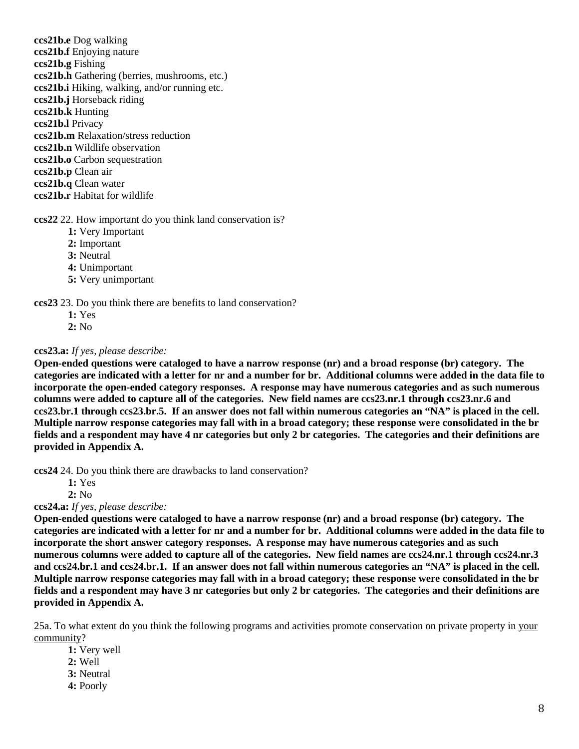**ccs21b.e** Dog walking
**ccs21b.f** Enjoying nature
**ccs21b.g** Fishing
**ccs21b.h** Gathering (berries, mushrooms, etc.)
**ccs21b.i** Hiking, walking, and/or running etc.
**ccs21b.j** Horseback riding
**ccs21b.k** Hunting
**ccs21b.l** Privacy
**ccs21b.m** Relaxation/stress reduction
**ccs21b.n** Wildlife observation
**ccs21b.o** Carbon sequestration
**ccs21b.p** Clean air
**ccs21b.q** Clean water
**ccs21b.r** Habitat for wildlife

**ccs22** 22. How important do you think land conservation is?

- **1:** Very Important
- **2:** Important
- **3:** Neutral
- **4:** Unimportant
- **5:** Very unimportant

**ccs23** 23. Do you think there are benefits to land conservation?

- **1:** Yes
- **2:** No

**ccs23.a:** *If yes, please describe:*
**Open-ended questions were cataloged to have a narrow response (nr) and a broad response (br) category. The categories are indicated with a letter for nr and a number for br. Additional columns were added in the data file to incorporate the open-ended category responses. A response may have numerous categories and as such numerous columns were added to capture all of the categories. New field names are ccs23.nr.1 through ccs23.nr.6 and ccs23.br.1 through ccs23.br.5. If an answer does not fall within numerous categories an "NA" is placed in the cell. Multiple narrow response categories may fall with in a broad category; these response were consolidated in the br fields and a respondent may have 4 nr categories but only 2 br categories. The categories and their definitions are provided in Appendix A.**

**ccs24** 24. Do you think there are drawbacks to land conservation?

- **1:** Yes
- **2:** No

**ccs24.a:** *If yes, please describe:*
**Open-ended questions were cataloged to have a narrow response (nr) and a broad response (br) category. The categories are indicated with a letter for nr and a number for br. Additional columns were added in the data file to incorporate the short answer category responses. A response may have numerous categories and as such numerous columns were added to capture all of the categories. New field names are ccs24.nr.1 through ccs24.nr.3 and ccs24.br.1 and ccs24.br.1. If an answer does not fall within numerous categories an "NA" is placed in the cell. Multiple narrow response categories may fall with in a broad category; these response were consolidated in the br fields and a respondent may have 3 nr categories but only 2 br categories. The categories and their definitions are provided in Appendix A.**

25a. To what extent do you think the following programs and activities promote conservation on private property in your community?

- **1:** Very well
- **2:** Well
- **3:** Neutral
- **4:** Poorly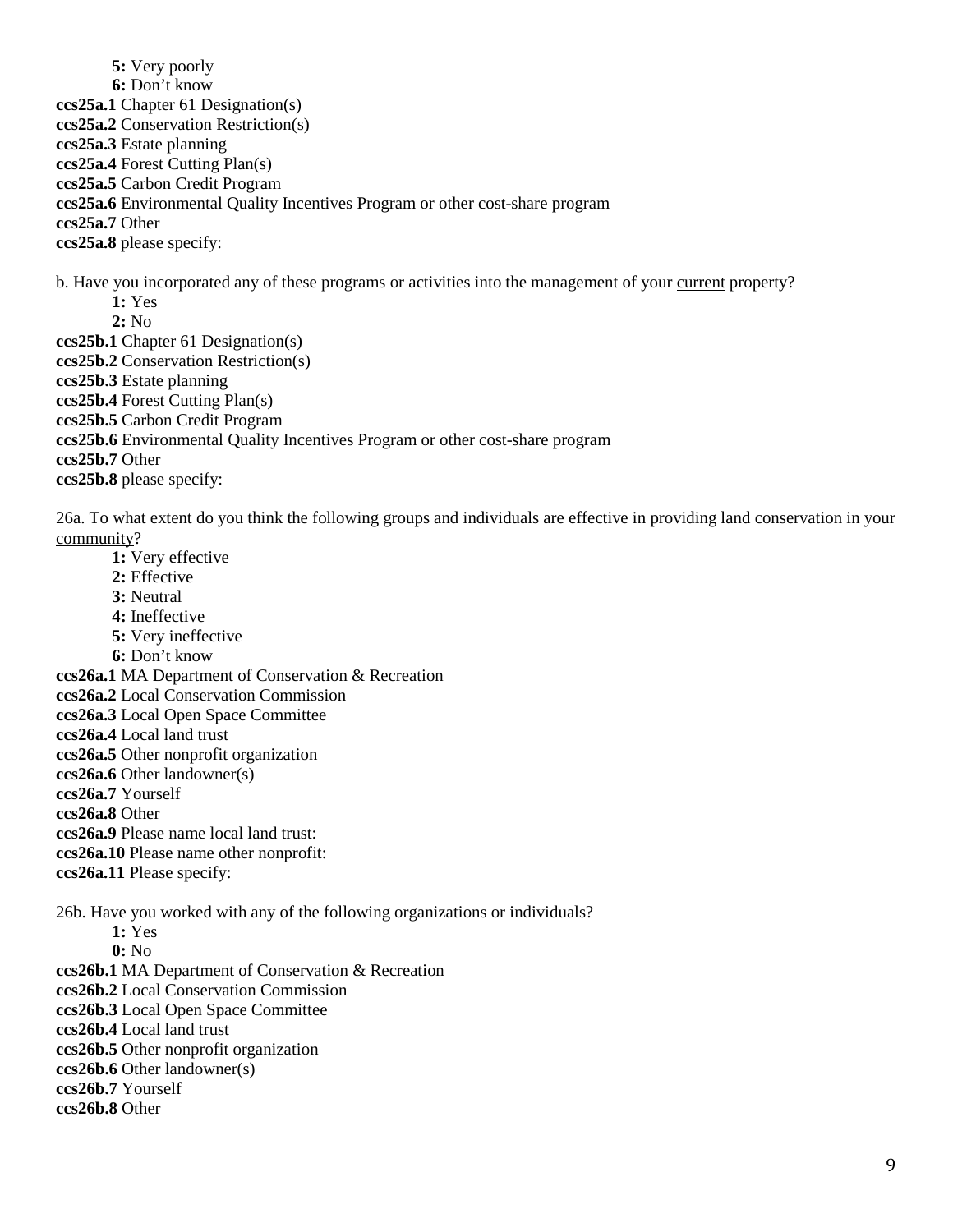**5:** Very poorly
**6:** Don't know

**ccs25a.1** Chapter 61 Designation(s)
**ccs25a.2** Conservation Restriction(s)
**ccs25a.3** Estate planning
**ccs25a.4** Forest Cutting Plan(s)
**ccs25a.5** Carbon Credit Program
**ccs25a.6** Environmental Quality Incentives Program or other cost-share program
**ccs25a.7** Other
**ccs25a.8** please specify:

b. Have you incorporated any of these programs or activities into the management of your current property?

**1:** Yes
**2:** No

**ccs25b.1** Chapter 61 Designation(s)
**ccs25b.2** Conservation Restriction(s)
**ccs25b.3** Estate planning
**ccs25b.4** Forest Cutting Plan(s)
**ccs25b.5** Carbon Credit Program
**ccs25b.6** Environmental Quality Incentives Program or other cost-share program
**ccs25b.7** Other
**ccs25b.8** please specify:

26a. To what extent do you think the following groups and individuals are effective in providing land conservation in your community?

**1:** Very effective
**2:** Effective
**3:** Neutral
**4:** Ineffective
**5:** Very ineffective
**6:** Don't know

**ccs26a.1** MA Department of Conservation & Recreation
**ccs26a.2** Local Conservation Commission
**ccs26a.3** Local Open Space Committee
**ccs26a.4** Local land trust
**ccs26a.5** Other nonprofit organization
**ccs26a.6** Other landowner(s)
**ccs26a.7** Yourself
**ccs26a.8** Other
**ccs26a.9** Please name local land trust:
**ccs26a.10** Please name other nonprofit:
**ccs26a.11** Please specify:

26b. Have you worked with any of the following organizations or individuals?

**1:** Yes
**0:** No

**ccs26b.1** MA Department of Conservation & Recreation
**ccs26b.2** Local Conservation Commission
**ccs26b.3** Local Open Space Committee
**ccs26b.4** Local land trust
**ccs26b.5** Other nonprofit organization
**ccs26b.6** Other landowner(s)
**ccs26b.7** Yourself
**ccs26b.8** Other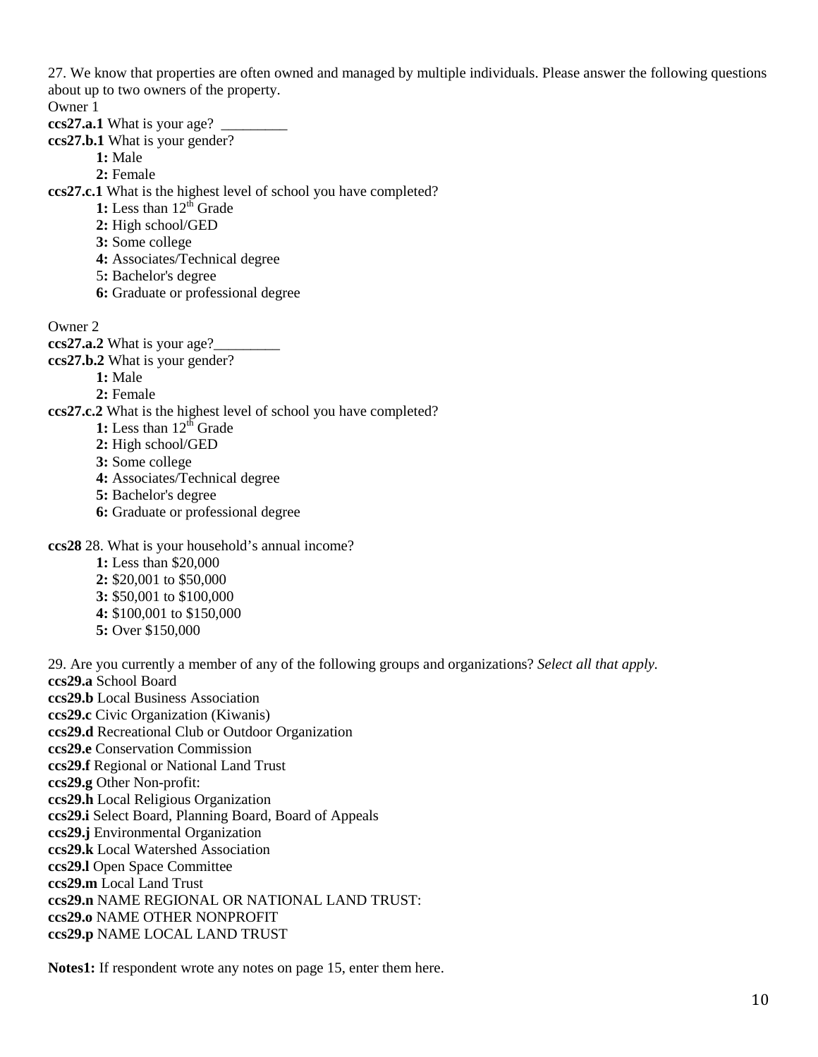27. We know that properties are often owned and managed by multiple individuals. Please answer the following questions about up to two owners of the property.

Owner 1

**ccs27.a.1** What is your age? _________

**ccs27.b.1** What is your gender?

- **1:** Male
- **2:** Female

**ccs27.c.1** What is the highest level of school you have completed?

- **1:** Less than 12th Grade
- **2:** High school/GED
- **3:** Some college
- **4:** Associates/Technical degree
- 5**:** Bachelor's degree
- **6:** Graduate or professional degree

Owner 2

**ccs27.a.2** What is your age?_________

**ccs27.b.2** What is your gender?

- **1:** Male
- **2:** Female

**ccs27.c.2** What is the highest level of school you have completed?

- **1:** Less than 12th Grade
- **2:** High school/GED
- **3:** Some college
- **4:** Associates/Technical degree
- **5:** Bachelor's degree
- **6:** Graduate or professional degree

**ccs28** 28. What is your household's annual income?

- **1:** Less than $20,000
- **2:** $20,001 to $50,000
- **3:** $50,001 to $100,000
- **4:** $100,001 to $150,000
- **5:** Over $150,000

29. Are you currently a member of any of the following groups and organizations? *Select all that apply.*

**ccs29.a** School Board
**ccs29.b** Local Business Association
**ccs29.c** Civic Organization (Kiwanis)
**ccs29.d** Recreational Club or Outdoor Organization
**ccs29.e** Conservation Commission
**ccs29.f** Regional or National Land Trust
**ccs29.g** Other Non-profit:
**ccs29.h** Local Religious Organization
**ccs29.i** Select Board, Planning Board, Board of Appeals
**ccs29.j** Environmental Organization
**ccs29.k** Local Watershed Association
**ccs29.l** Open Space Committee
**ccs29.m** Local Land Trust
**ccs29.n** NAME REGIONAL OR NATIONAL LAND TRUST:
**ccs29.o** NAME OTHER NONPROFIT
**ccs29.p** NAME LOCAL LAND TRUST

**Notes1:** If respondent wrote any notes on page 15, enter them here.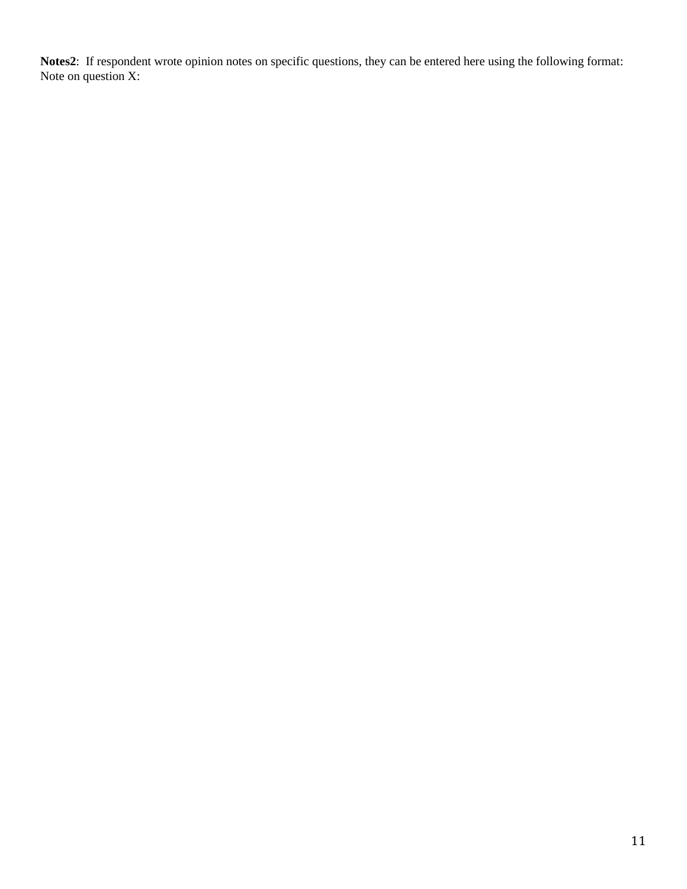**Notes2**: If respondent wrote opinion notes on specific questions, they can be entered here using the following format:
Note on question X: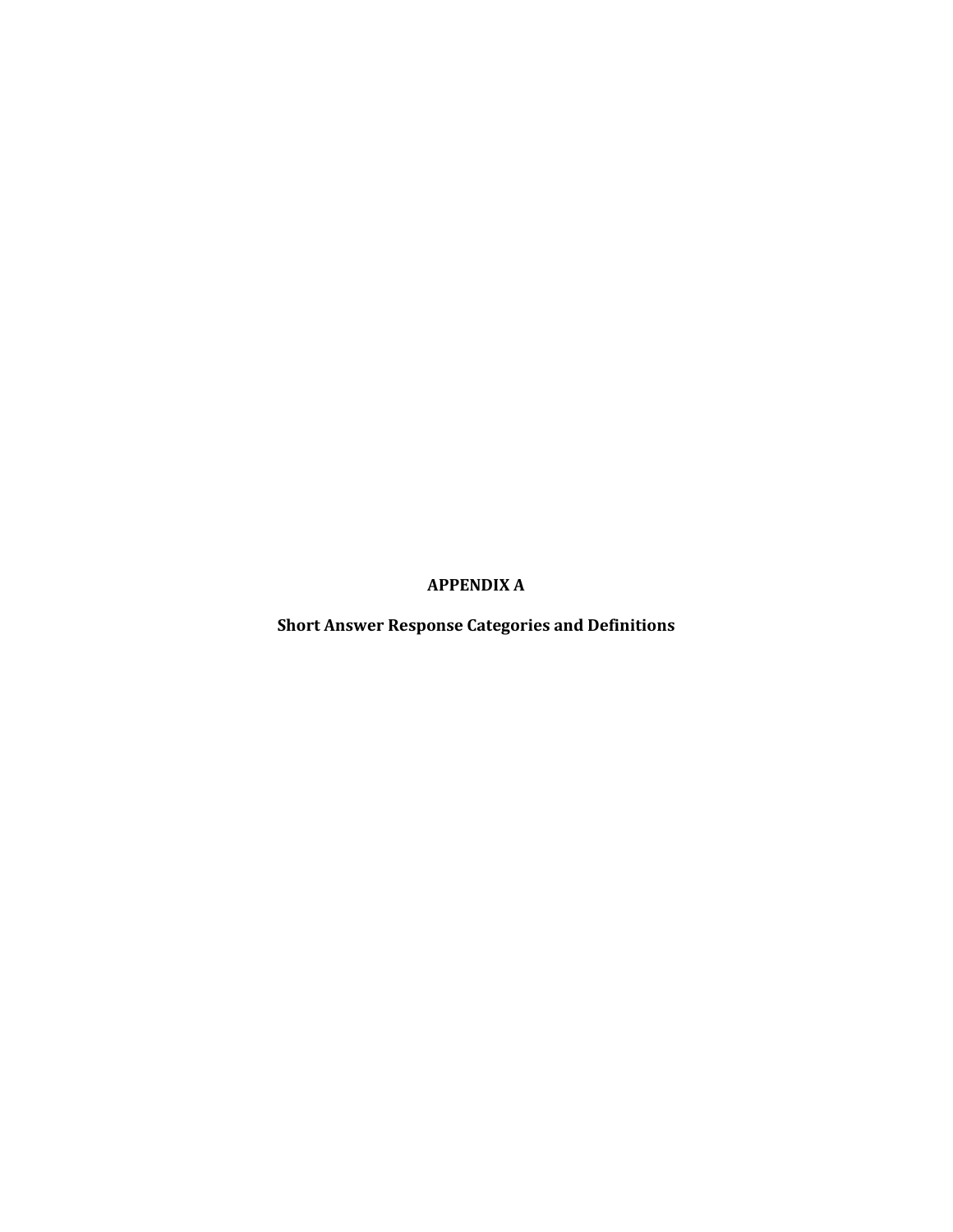# APPENDIX A

## Short Answer Response Categories and Definitions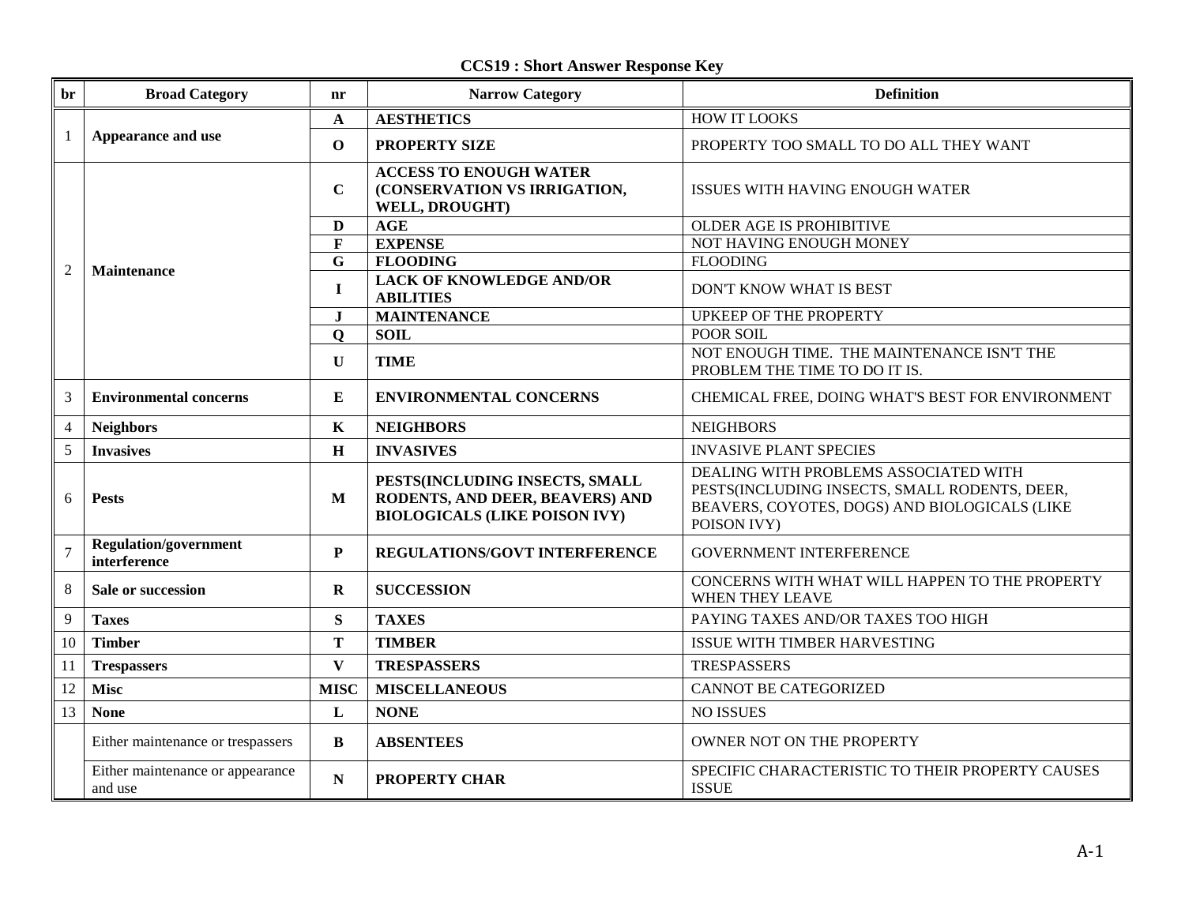## CCS19 : Short Answer Response Key

| br | Broad Category | nr | Narrow Category | Definition |
|---|---|---|---|---|
| 1 | **Appearance and use** | **A** | **AESTHETICS** | HOW IT LOOKS |
| | | **O** | **PROPERTY SIZE** | PROPERTY TOO SMALL TO DO ALL THEY WANT |
| 2 | **Maintenance** | **C** | **ACCESS TO ENOUGH WATER (CONSERVATION VS IRRIGATION, WELL, DROUGHT)** | ISSUES WITH HAVING ENOUGH WATER |
| | | **D** | **AGE** | OLDER AGE IS PROHIBITIVE |
| | | **F** | **EXPENSE** | NOT HAVING ENOUGH MONEY |
| | | **G** | **FLOODING** | FLOODING |
| | | **I** | **LACK OF KNOWLEDGE AND/OR ABILITIES** | DON'T KNOW WHAT IS BEST |
| | | **J** | **MAINTENANCE** | UPKEEP OF THE PROPERTY |
| | | **Q** | **SOIL** | POOR SOIL |
| | | **U** | **TIME** | NOT ENOUGH TIME. THE MAINTENANCE ISN'T THE PROBLEM THE TIME TO DO IT IS. |
| 3 | **Environmental concerns** | **E** | **ENVIRONMENTAL CONCERNS** | CHEMICAL FREE, DOING WHAT'S BEST FOR ENVIRONMENT |
| 4 | **Neighbors** | **K** | **NEIGHBORS** | NEIGHBORS |
| 5 | **Invasives** | **H** | **INVASIVES** | INVASIVE PLANT SPECIES |
| 6 | **Pests** | **M** | **PESTS(INCLUDING INSECTS, SMALL RODENTS, AND DEER, BEAVERS) AND BIOLOGICALS (LIKE POISON IVY)** | DEALING WITH PROBLEMS ASSOCIATED WITH PESTS(INCLUDING INSECTS, SMALL RODENTS, DEER, BEAVERS, COYOTES, DOGS) AND BIOLOGICALS (LIKE POISON IVY) |
| 7 | **Regulation/government interference** | **P** | **REGULATIONS/GOVT INTERFERENCE** | GOVERNMENT INTERFERENCE |
| 8 | **Sale or succession** | **R** | **SUCCESSION** | CONCERNS WITH WHAT WILL HAPPEN TO THE PROPERTY WHEN THEY LEAVE |
| 9 | **Taxes** | **S** | **TAXES** | PAYING TAXES AND/OR TAXES TOO HIGH |
| 10 | **Timber** | **T** | **TIMBER** | ISSUE WITH TIMBER HARVESTING |
| 11 | **Trespassers** | **V** | **TRESPASSERS** | TRESPASSERS |
| 12 | **Misc** | **MISC** | **MISCELLANEOUS** | CANNOT BE CATEGORIZED |
| 13 | **None** | **L** | **NONE** | NO ISSUES |
| | Either maintenance or trespassers | **B** | **ABSENTEES** | OWNER NOT ON THE PROPERTY |
| | Either maintenance or appearance and use | **N** | **PROPERTY CHAR** | SPECIFIC CHARACTERISTIC TO THEIR PROPERTY CAUSES ISSUE |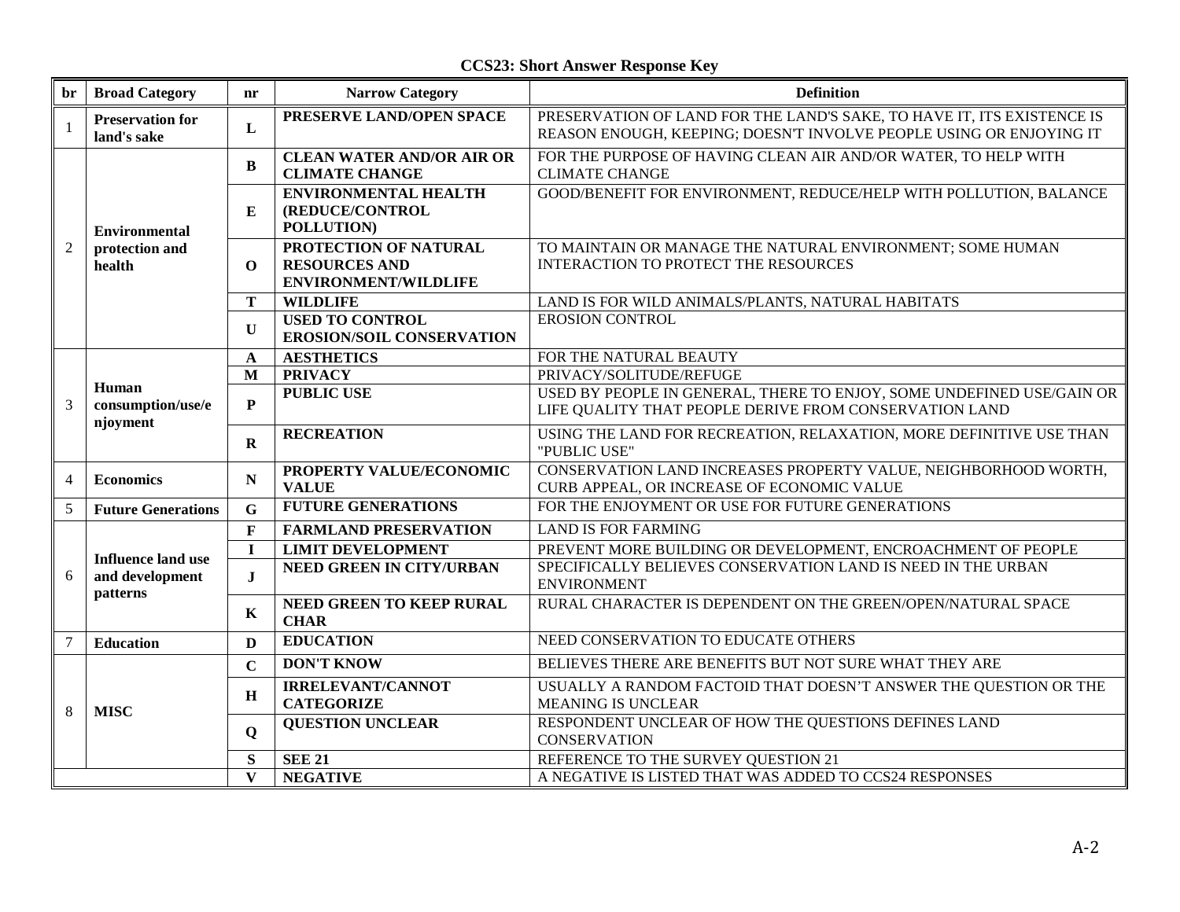**CCS23: Short Answer Response Key**

| br | Broad Category | nr | Narrow Category | Definition |
|---|---|---|---|---|
| 1 | **Preservation for land's sake** | **L** | **PRESERVE LAND/OPEN SPACE** | PRESERVATION OF LAND FOR THE LAND'S SAKE, TO HAVE IT, ITS EXISTENCE IS REASON ENOUGH, KEEPING; DOESN'T INVOLVE PEOPLE USING OR ENJOYING IT |
| 2 | **Environmental protection and health** | **B** | **CLEAN WATER AND/OR AIR OR CLIMATE CHANGE** | FOR THE PURPOSE OF HAVING CLEAN AIR AND/OR WATER, TO HELP WITH CLIMATE CHANGE |
| | | **E** | **ENVIRONMENTAL HEALTH (REDUCE/CONTROL POLLUTION)** | GOOD/BENEFIT FOR ENVIRONMENT, REDUCE/HELP WITH POLLUTION, BALANCE |
| | | **O** | **PROTECTION OF NATURAL RESOURCES AND ENVIRONMENT/WILDLIFE** | TO MAINTAIN OR MANAGE THE NATURAL ENVIRONMENT; SOME HUMAN INTERACTION TO PROTECT THE RESOURCES |
| | | **T** | **WILDLIFE** | LAND IS FOR WILD ANIMALS/PLANTS, NATURAL HABITATS |
| | | **U** | **USED TO CONTROL EROSION/SOIL CONSERVATION** | EROSION CONTROL |
| 3 | **Human consumption/use/enjoyment** | **A** | **AESTHETICS** | FOR THE NATURAL BEAUTY |
| | | **M** | **PRIVACY** | PRIVACY/SOLITUDE/REFUGE |
| | | **P** | **PUBLIC USE** | USED BY PEOPLE IN GENERAL, THERE TO ENJOY, SOME UNDEFINED USE/GAIN OR LIFE QUALITY THAT PEOPLE DERIVE FROM CONSERVATION LAND |
| | | **R** | **RECREATION** | USING THE LAND FOR RECREATION, RELAXATION, MORE DEFINITIVE USE THAN "PUBLIC USE" |
| 4 | **Economics** | **N** | **PROPERTY VALUE/ECONOMIC VALUE** | CONSERVATION LAND INCREASES PROPERTY VALUE, NEIGHBORHOOD WORTH, CURB APPEAL, OR INCREASE OF ECONOMIC VALUE |
| 5 | **Future Generations** | **G** | **FUTURE GENERATIONS** | FOR THE ENJOYMENT OR USE FOR FUTURE GENERATIONS |
| 6 | **Influence land use and development patterns** | **F** | **FARMLAND PRESERVATION** | LAND IS FOR FARMING |
| | | **I** | **LIMIT DEVELOPMENT** | PREVENT MORE BUILDING OR DEVELOPMENT, ENCROACHMENT OF PEOPLE |
| | | **J** | **NEED GREEN IN CITY/URBAN** | SPECIFICALLY BELIEVES CONSERVATION LAND IS NEED IN THE URBAN ENVIRONMENT |
| | | **K** | **NEED GREEN TO KEEP RURAL CHAR** | RURAL CHARACTER IS DEPENDENT ON THE GREEN/OPEN/NATURAL SPACE |
| 7 | **Education** | **D** | **EDUCATION** | NEED CONSERVATION TO EDUCATE OTHERS |
| 8 | **MISC** | **C** | **DON'T KNOW** | BELIEVES THERE ARE BENEFITS BUT NOT SURE WHAT THEY ARE |
| | | **H** | **IRRELEVANT/CANNOT CATEGORIZE** | USUALLY A RANDOM FACTOID THAT DOESN'T ANSWER THE QUESTION OR THE MEANING IS UNCLEAR |
| | | **Q** | **QUESTION UNCLEAR** | RESPONDENT UNCLEAR OF HOW THE QUESTIONS DEFINES LAND CONSERVATION |
| | | **S** | **SEE 21** | REFERENCE TO THE SURVEY QUESTION 21 |
| | | **V** | **NEGATIVE** | A NEGATIVE IS LISTED THAT WAS ADDED TO CCS24 RESPONSES |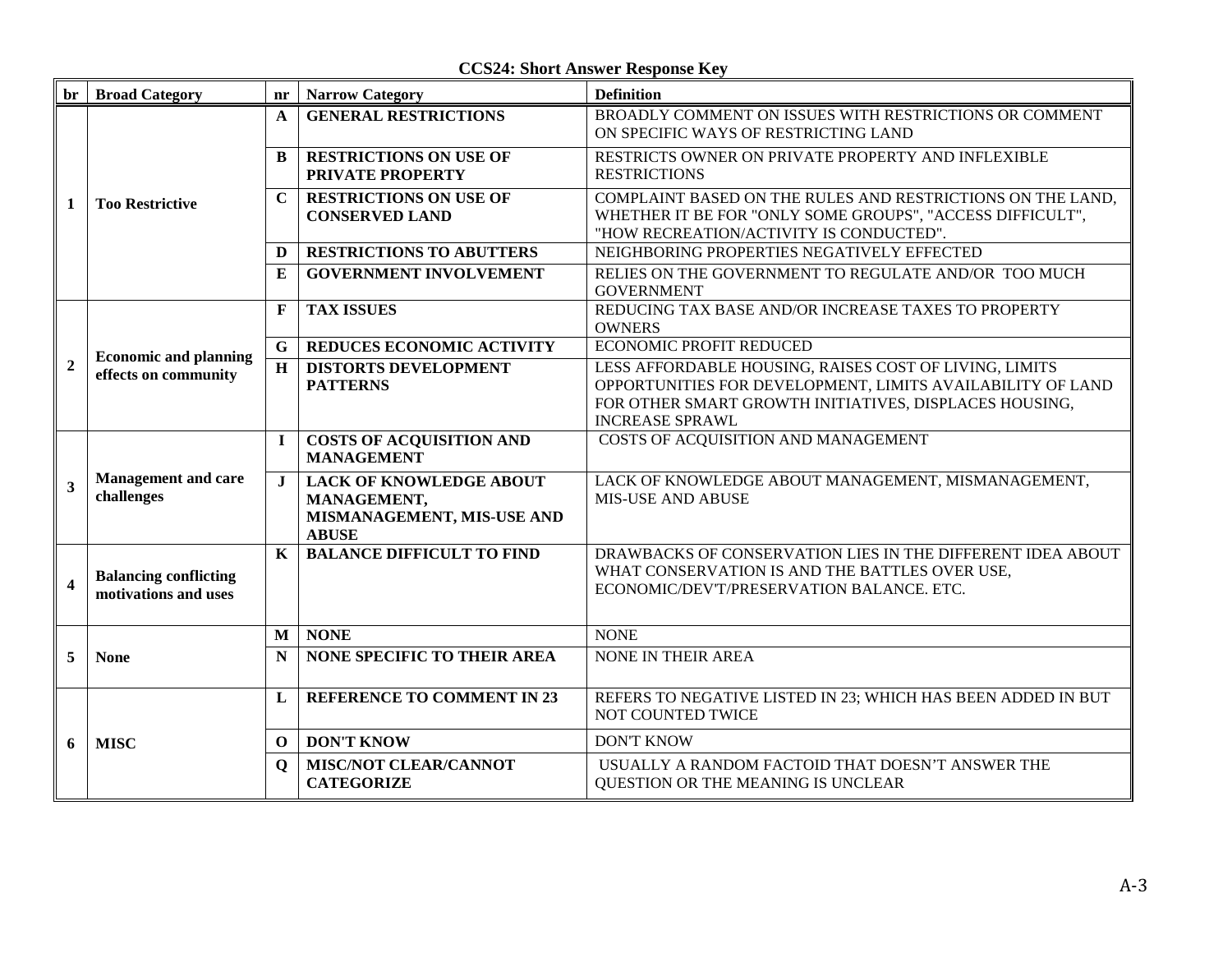## CCS24: Short Answer Response Key

| br | Broad Category | nr | Narrow Category | Definition |
|---|---|---|---|---|
| 1 | Too Restrictive | A | GENERAL RESTRICTIONS | BROADLY COMMENT ON ISSUES WITH RESTRICTIONS OR COMMENT ON SPECIFIC WAYS OF RESTRICTING LAND |
| | | B | RESTRICTIONS ON USE OF PRIVATE PROPERTY | RESTRICTS OWNER ON PRIVATE PROPERTY AND INFLEXIBLE RESTRICTIONS |
| | | C | RESTRICTIONS ON USE OF CONSERVED LAND | COMPLAINT BASED ON THE RULES AND RESTRICTIONS ON THE LAND, WHETHER IT BE FOR "ONLY SOME GROUPS", "ACCESS DIFFICULT", "HOW RECREATION/ACTIVITY IS CONDUCTED". |
| | | D | RESTRICTIONS TO ABUTTERS | NEIGHBORING PROPERTIES NEGATIVELY EFFECTED |
| | | E | GOVERNMENT INVOLVEMENT | RELIES ON THE GOVERNMENT TO REGULATE AND/OR TOO MUCH GOVERNMENT |
| 2 | Economic and planning effects on community | F | TAX ISSUES | REDUCING TAX BASE AND/OR INCREASE TAXES TO PROPERTY OWNERS |
| | | G | REDUCES ECONOMIC ACTIVITY | ECONOMIC PROFIT REDUCED |
| | | H | DISTORTS DEVELOPMENT PATTERNS | LESS AFFORDABLE HOUSING, RAISES COST OF LIVING, LIMITS OPPORTUNITIES FOR DEVELOPMENT, LIMITS AVAILABILITY OF LAND FOR OTHER SMART GROWTH INITIATIVES, DISPLACES HOUSING, INCREASE SPRAWL |
| 3 | Management and care challenges | I | COSTS OF ACQUISITION AND MANAGEMENT | COSTS OF ACQUISITION AND MANAGEMENT |
| | | J | LACK OF KNOWLEDGE ABOUT MANAGEMENT, MISMANAGEMENT, MIS-USE AND ABUSE | LACK OF KNOWLEDGE ABOUT MANAGEMENT, MISMANAGEMENT, MIS-USE AND ABUSE |
| 4 | Balancing conflicting motivations and uses | K | BALANCE DIFFICULT TO FIND | DRAWBACKS OF CONSERVATION LIES IN THE DIFFERENT IDEA ABOUT WHAT CONSERVATION IS AND THE BATTLES OVER USE, ECONOMIC/DEV'T/PRESERVATION BALANCE. ETC. |
| 5 | None | M | NONE | NONE |
| | | N | NONE SPECIFIC TO THEIR AREA | NONE IN THEIR AREA |
| 6 | MISC | L | REFERENCE TO COMMENT IN 23 | REFERS TO NEGATIVE LISTED IN 23; WHICH HAS BEEN ADDED IN BUT NOT COUNTED TWICE |
| | | O | DON'T KNOW | DON'T KNOW |
| | | Q | MISC/NOT CLEAR/CANNOT CATEGORIZE | USUALLY A RANDOM FACTOID THAT DOESN'T ANSWER THE QUESTION OR THE MEANING IS UNCLEAR |